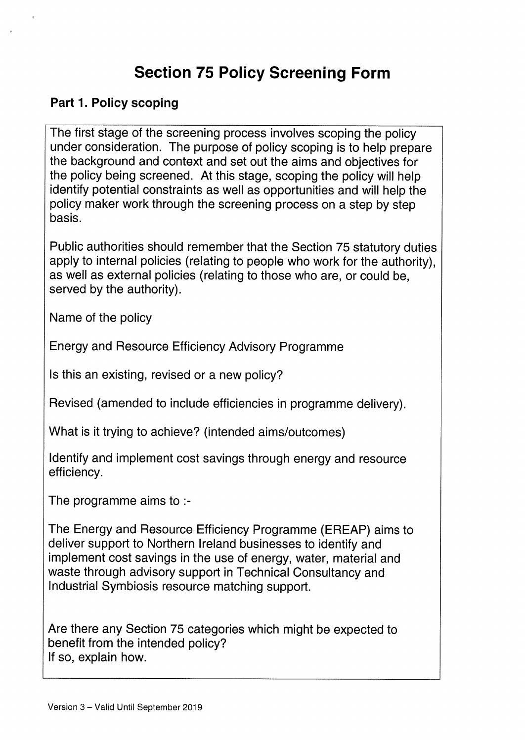# Section 75 Policy Screening Form

## Part 1. Policy scoping

The first stage of the screening process involves scoping the policy under consideration. The purpose of policy scoping is to help prepare the background and context and set out the aims and objectives for the policy being screened. At this stage, scoping the policy will help identify potential constraints as well as opportunities and will help the policy maker work through the screening process on a step by step basis.

Public authorities should remember that the Section 75 statutory duties apply to internal policies (relating to people who work for the authority), as well as external policies (relating to those who are, or could be, served by the authority).

Name of the policy

Energy and Resource Efficiency Advisory Programme

Is this an existing, revised or a new policy?

Revised (amended to include efficiencies in programme delivery).

What is it trying to achieve? (intended aims/outcomes)

Identify and implement cost savings through energy and resource efficiency.

The programme aims to :-

The Energy and Resource Efficiency Programme (EREAP) aims to deliver support to Northern Ireland businesses to identify and implement cost savings in the use of energy, water, material and waste through advisory support in Technical Consultancy and Industrial Symbiosis resource matching support.

Are there any Section 75 categories which might be expected to benefit from the intended policy?
If so, explain how.

Version 3 – Valid Until September 2019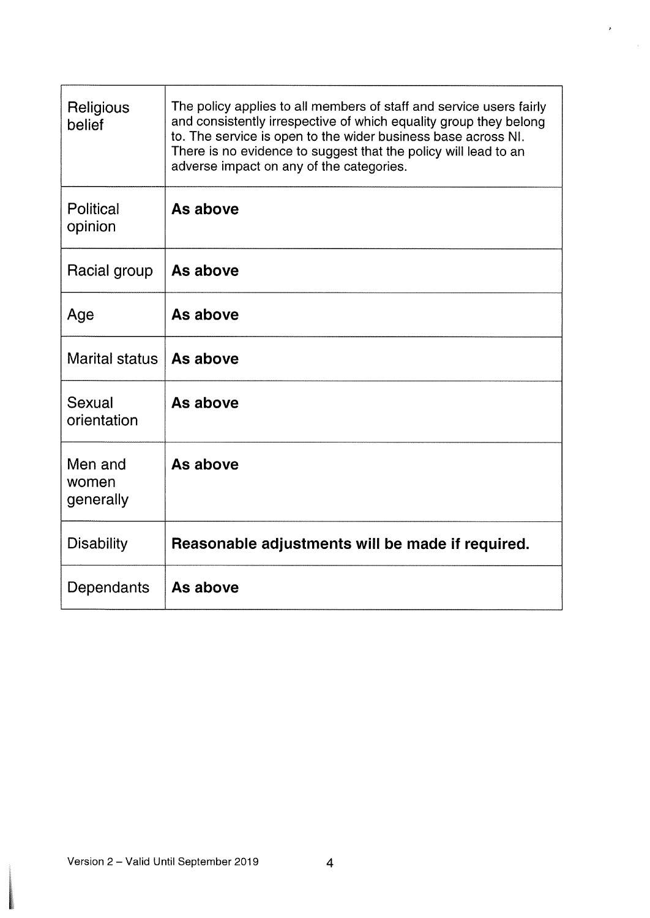| | |
|---|---|
| Religious belief | The policy applies to all members of staff and service users fairly and consistently irrespective of which equality group they belong to. The service is open to the wider business base across NI. There is no evidence to suggest that the policy will lead to an adverse impact on any of the categories. |
| Political opinion | **As above** |
| Racial group | **As above** |
| Age | **As above** |
| Marital status | **As above** |
| Sexual orientation | **As above** |
| Men and women generally | **As above** |
| Disability | **Reasonable adjustments will be made if required.** |
| Dependants | **As above** |

Version 2 – Valid Until September 2019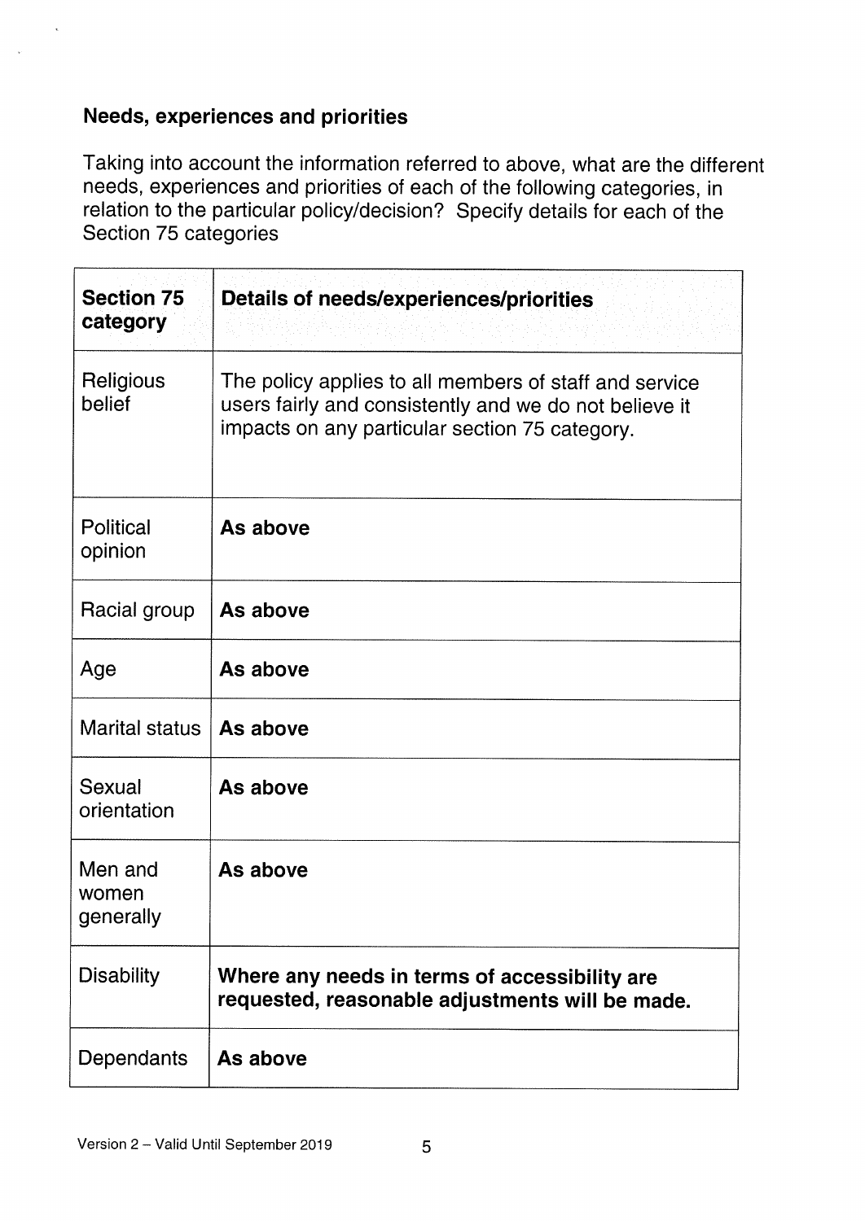### Needs, experiences and priorities

Taking into account the information referred to above, what are the different needs, experiences and priorities of each of the following categories, in relation to the particular policy/decision? Specify details for each of the Section 75 categories

| Section 75 category | Details of needs/experiences/priorities |
|---|---|
| Religious belief | The policy applies to all members of staff and service users fairly and consistently and we do not believe it impacts on any particular section 75 category. |
| Political opinion | **As above** |
| Racial group | **As above** |
| Age | **As above** |
| Marital status | **As above** |
| Sexual orientation | **As above** |
| Men and women generally | **As above** |
| Disability | **Where any needs in terms of accessibility are requested, reasonable adjustments will be made.** |
| Dependants | **As above** |

Version 2 – Valid Until September 2019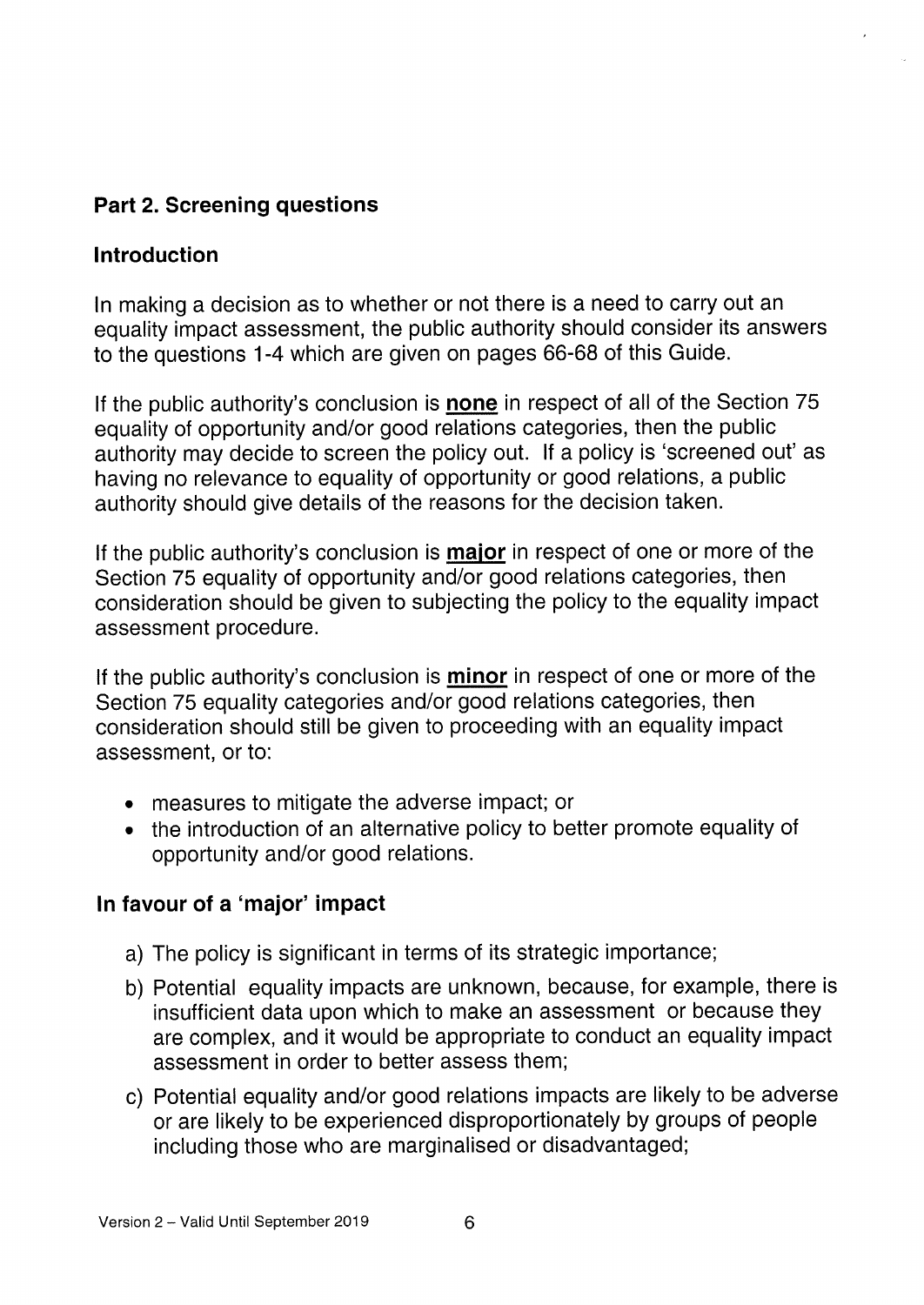## Part 2. Screening questions

### Introduction

In making a decision as to whether or not there is a need to carry out an equality impact assessment, the public authority should consider its answers to the questions 1-4 which are given on pages 66-68 of this Guide.

If the public authority's conclusion is **none** in respect of all of the Section 75 equality of opportunity and/or good relations categories, then the public authority may decide to screen the policy out. If a policy is 'screened out' as having no relevance to equality of opportunity or good relations, a public authority should give details of the reasons for the decision taken.

If the public authority's conclusion is **major** in respect of one or more of the Section 75 equality of opportunity and/or good relations categories, then consideration should be given to subjecting the policy to the equality impact assessment procedure.

If the public authority's conclusion is **minor** in respect of one or more of the Section 75 equality categories and/or good relations categories, then consideration should still be given to proceeding with an equality impact assessment, or to:

- measures to mitigate the adverse impact; or
- the introduction of an alternative policy to better promote equality of opportunity and/or good relations.

### In favour of a 'major' impact

a) The policy is significant in terms of its strategic importance;

b) Potential equality impacts are unknown, because, for example, there is insufficient data upon which to make an assessment or because they are complex, and it would be appropriate to conduct an equality impact assessment in order to better assess them;

c) Potential equality and/or good relations impacts are likely to be adverse or are likely to be experienced disproportionately by groups of people including those who are marginalised or disadvantaged;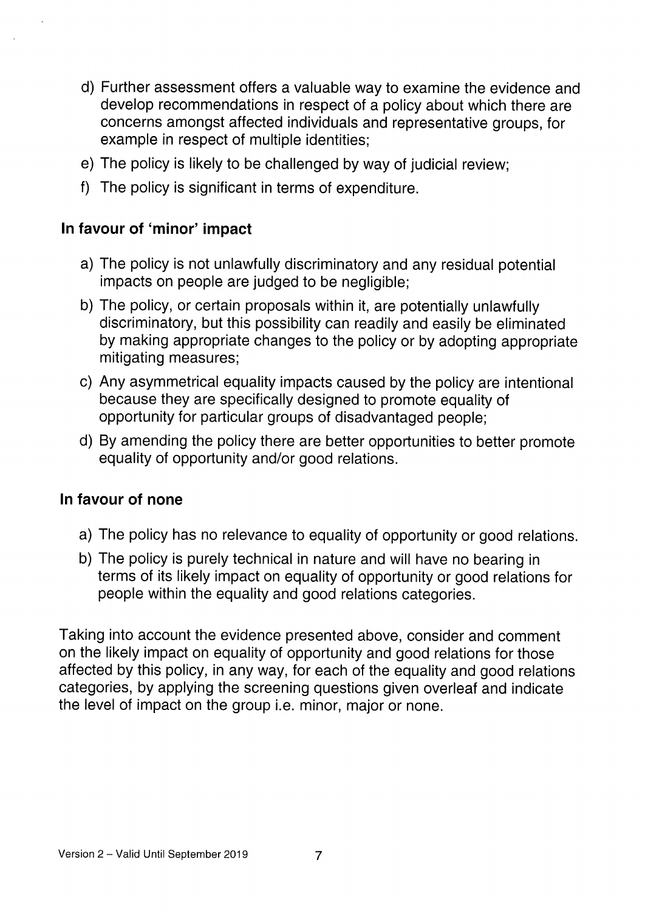d) Further assessment offers a valuable way to examine the evidence and develop recommendations in respect of a policy about which there are concerns amongst affected individuals and representative groups, for example in respect of multiple identities;

e) The policy is likely to be challenged by way of judicial review;

f) The policy is significant in terms of expenditure.

### In favour of 'minor' impact

a) The policy is not unlawfully discriminatory and any residual potential impacts on people are judged to be negligible;

b) The policy, or certain proposals within it, are potentially unlawfully discriminatory, but this possibility can readily and easily be eliminated by making appropriate changes to the policy or by adopting appropriate mitigating measures;

c) Any asymmetrical equality impacts caused by the policy are intentional because they are specifically designed to promote equality of opportunity for particular groups of disadvantaged people;

d) By amending the policy there are better opportunities to better promote equality of opportunity and/or good relations.

### In favour of none

a) The policy has no relevance to equality of opportunity or good relations.

b) The policy is purely technical in nature and will have no bearing in terms of its likely impact on equality of opportunity or good relations for people within the equality and good relations categories.

Taking into account the evidence presented above, consider and comment on the likely impact on equality of opportunity and good relations for those affected by this policy, in any way, for each of the equality and good relations categories, by applying the screening questions given overleaf and indicate the level of impact on the group i.e. minor, major or none.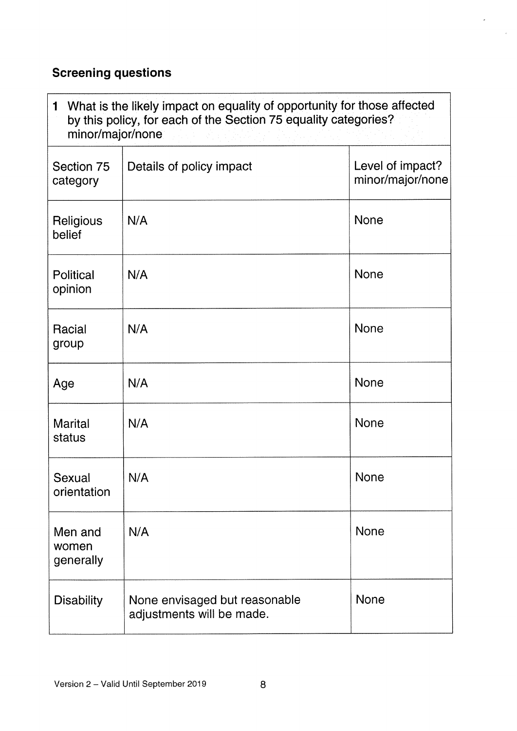## Screening questions

| 1 What is the likely impact on equality of opportunity for those affected by this policy, for each of the Section 75 equality categories? minor/major/none | | |
|---|---|---|
| Section 75 category | Details of policy impact | Level of impact? minor/major/none |
| Religious belief | N/A | None |
| Political opinion | N/A | None |
| Racial group | N/A | None |
| Age | N/A | None |
| Marital status | N/A | None |
| Sexual orientation | N/A | None |
| Men and women generally | N/A | None |
| Disability | None envisaged but reasonable adjustments will be made. | None |

Version 2 – Valid Until September 2019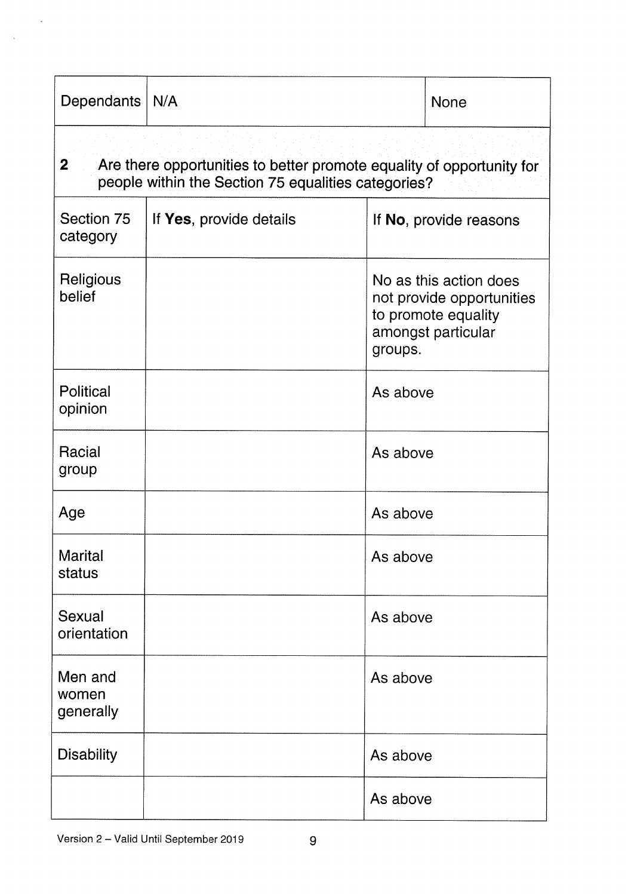| Dependants | N/A | None |
|---|---|---|

**2** Are there opportunities to better promote equality of opportunity for people within the Section 75 equalities categories?

| Section 75 category | If **Yes**, provide details | If **No**, provide reasons |
|---|---|---|
| Religious belief | | No as this action does not provide opportunities to promote equality amongst particular groups. |
| Political opinion | | As above |
| Racial group | | As above |
| Age | | As above |
| Marital status | | As above |
| Sexual orientation | | As above |
| Men and women generally | | As above |
| Disability | | As above |
| | | As above |

Version 2 – Valid Until September 2019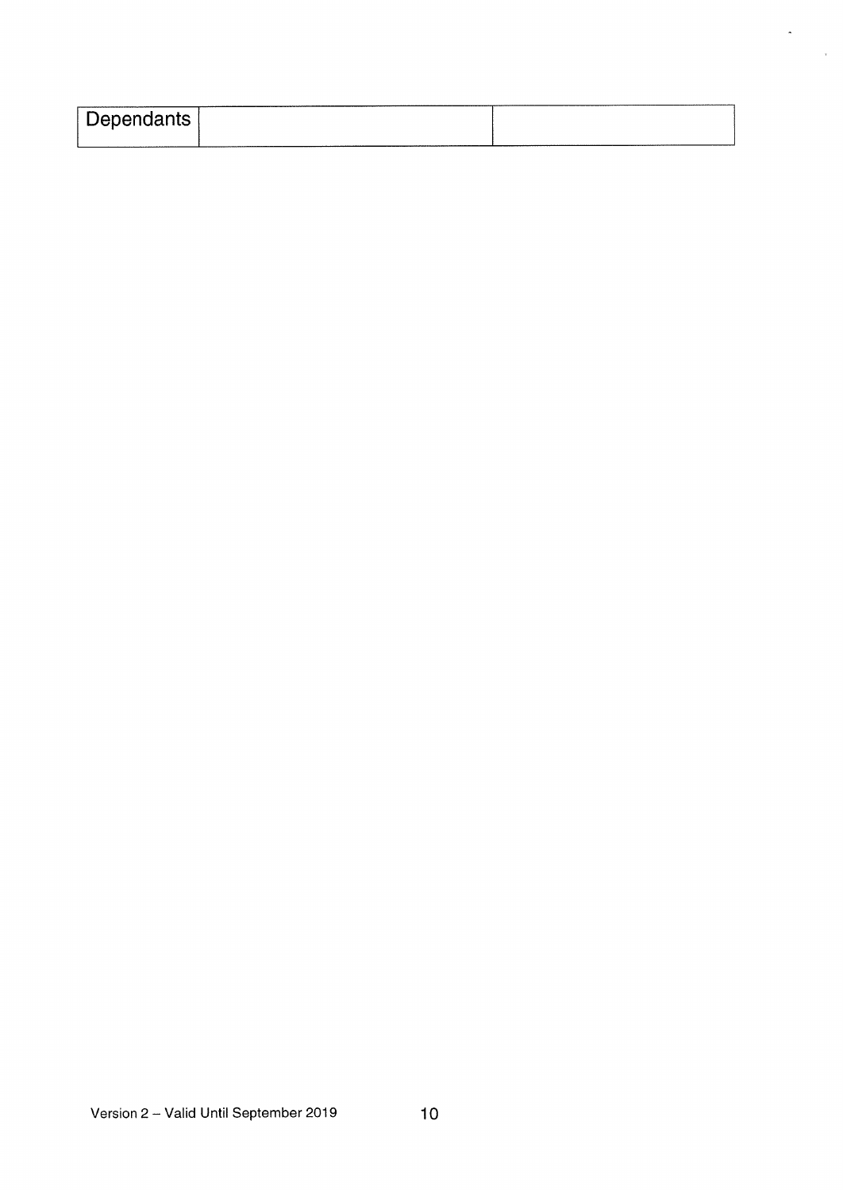| Dependants | | |
|---|---|---|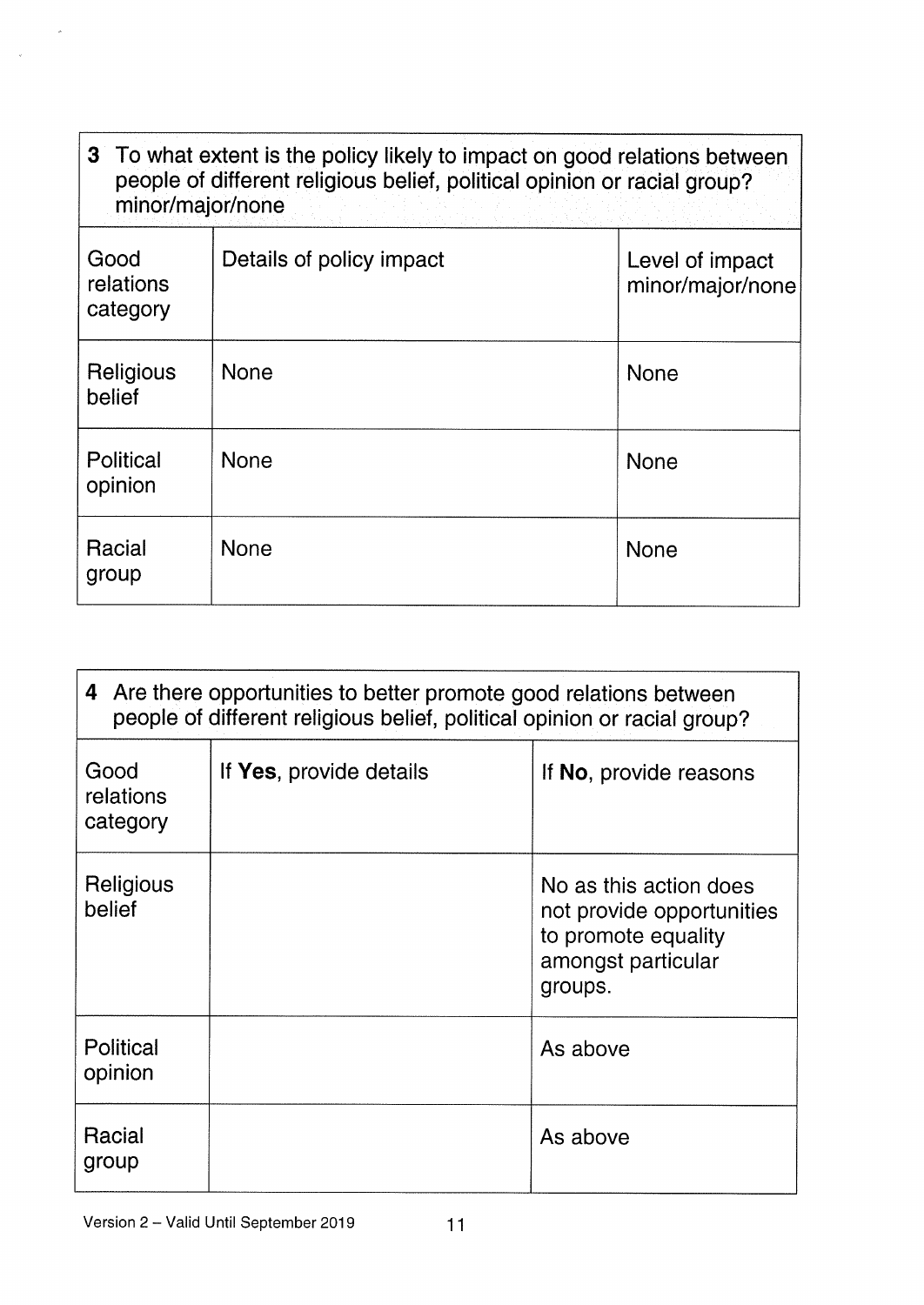| 3 To what extent is the policy likely to impact on good relations between people of different religious belief, political opinion or racial group? minor/major/none | | |
|---|---|---|
| Good relations category | Details of policy impact | Level of impact minor/major/none |
| Religious belief | None | None |
| Political opinion | None | None |
| Racial group | None | None |

| 4 Are there opportunities to better promote good relations between people of different religious belief, political opinion or racial group? | | |
|---|---|---|
| Good relations category | If **Yes**, provide details | If **No**, provide reasons |
| Religious belief | | No as this action does not provide opportunities to promote equality amongst particular groups. |
| Political opinion | | As above |
| Racial group | | As above |

Version 2 – Valid Until September 2019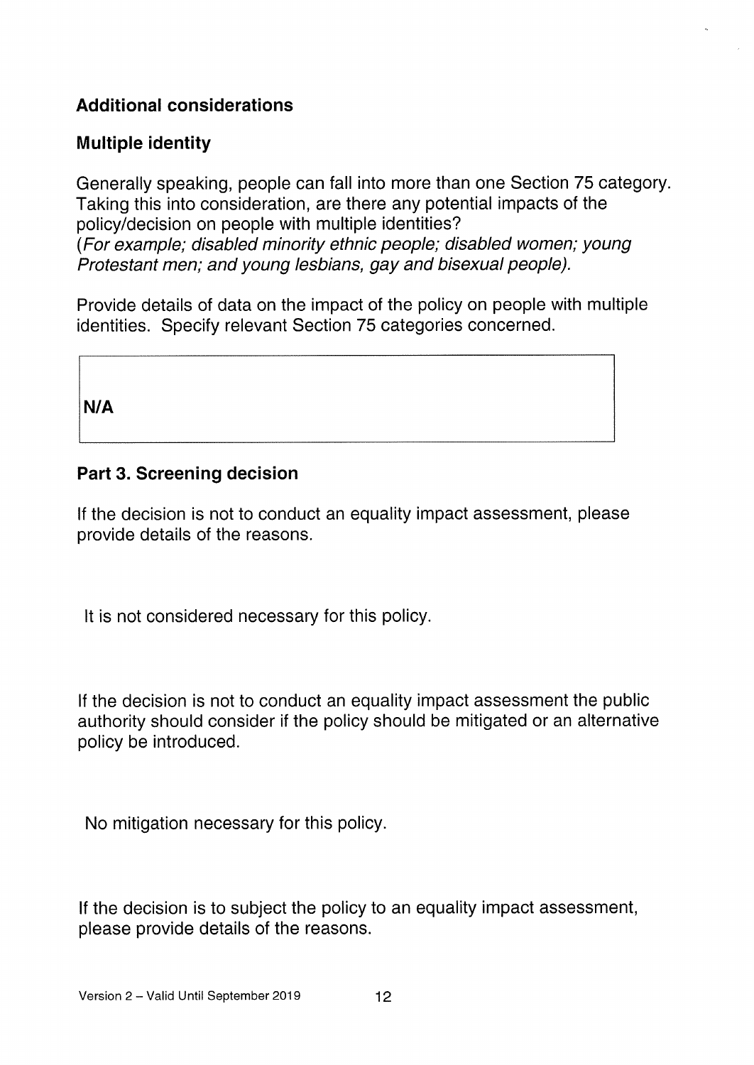### Additional considerations

### Multiple identity

Generally speaking, people can fall into more than one Section 75 category. Taking this into consideration, are there any potential impacts of the policy/decision on people with multiple identities?
(*For example; disabled minority ethnic people; disabled women; young Protestant men; and young lesbians, gay and bisexual people).*

Provide details of data on the impact of the policy on people with multiple identities. Specify relevant Section 75 categories concerned.

| **N/A** |
| --- |

### Part 3. Screening decision

If the decision is not to conduct an equality impact assessment, please provide details of the reasons.

It is not considered necessary for this policy.

If the decision is not to conduct an equality impact assessment the public authority should consider if the policy should be mitigated or an alternative policy be introduced.

No mitigation necessary for this policy.

If the decision is to subject the policy to an equality impact assessment, please provide details of the reasons.

Version 2 – Valid Until September 2019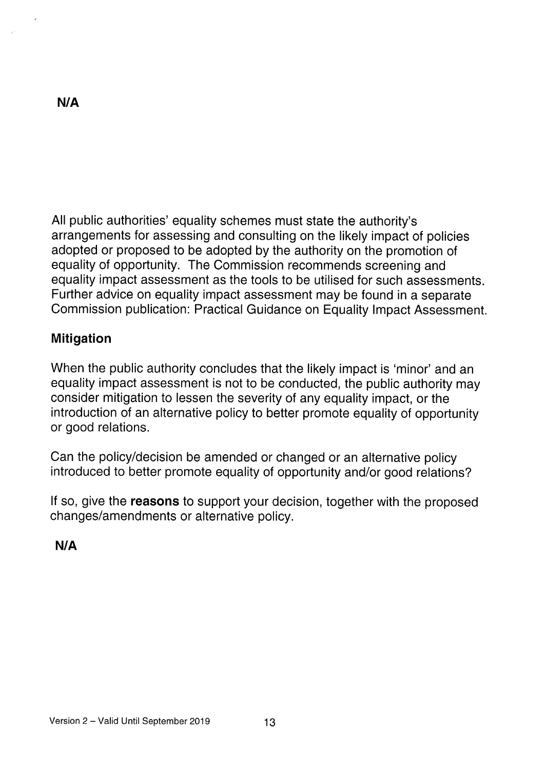**N/A**

All public authorities' equality schemes must state the authority's arrangements for assessing and consulting on the likely impact of policies adopted or proposed to be adopted by the authority on the promotion of equality of opportunity. The Commission recommends screening and equality impact assessment as the tools to be utilised for such assessments. Further advice on equality impact assessment may be found in a separate Commission publication: Practical Guidance on Equality Impact Assessment.

## Mitigation

When the public authority concludes that the likely impact is 'minor' and an equality impact assessment is not to be conducted, the public authority may consider mitigation to lessen the severity of any equality impact, or the introduction of an alternative policy to better promote equality of opportunity or good relations.

Can the policy/decision be amended or changed or an alternative policy introduced to better promote equality of opportunity and/or good relations?

If so, give the **reasons** to support your decision, together with the proposed changes/amendments or alternative policy.

**N/A**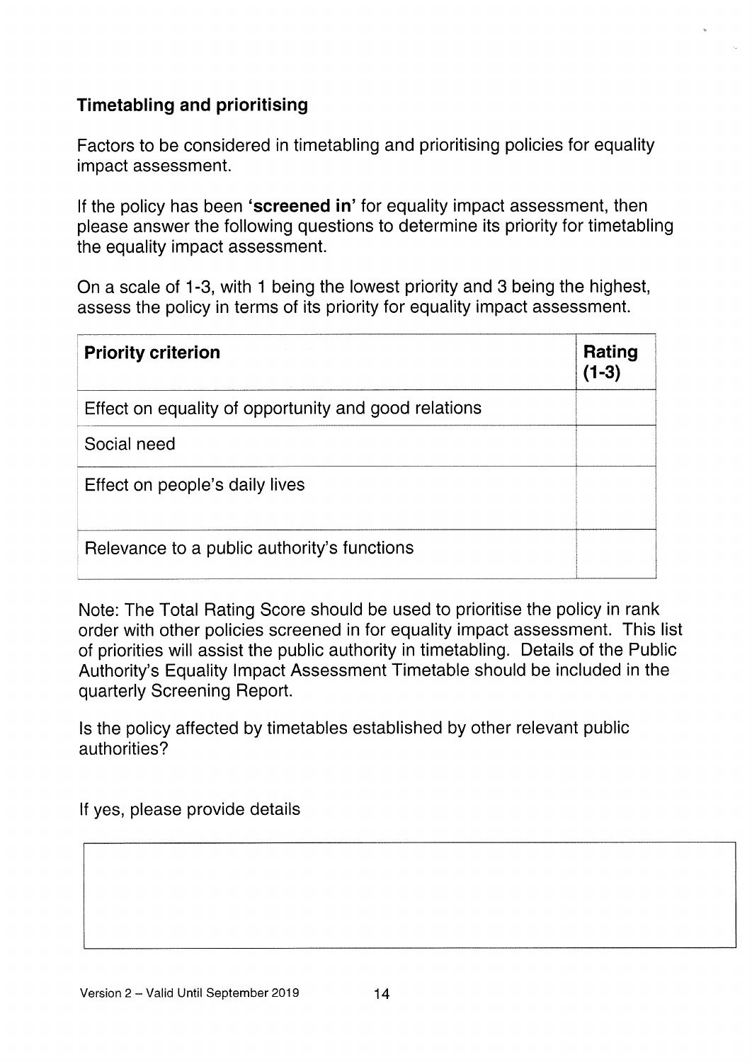### Timetabling and prioritising

Factors to be considered in timetabling and prioritising policies for equality impact assessment.

If the policy has been **'screened in'** for equality impact assessment, then please answer the following questions to determine its priority for timetabling the equality impact assessment.

On a scale of 1-3, with 1 being the lowest priority and 3 being the highest, assess the policy in terms of its priority for equality impact assessment.

| **Priority criterion** | **Rating (1-3)** |
|---|---|
| Effect on equality of opportunity and good relations | |
| Social need | |
| Effect on people's daily lives | |
| Relevance to a public authority's functions | |

Note: The Total Rating Score should be used to prioritise the policy in rank order with other policies screened in for equality impact assessment. This list of priorities will assist the public authority in timetabling. Details of the Public Authority's Equality Impact Assessment Timetable should be included in the quarterly Screening Report.

Is the policy affected by timetables established by other relevant public authorities?

If yes, please provide details

| |
|---|
| |

Version 2 – Valid Until September 2019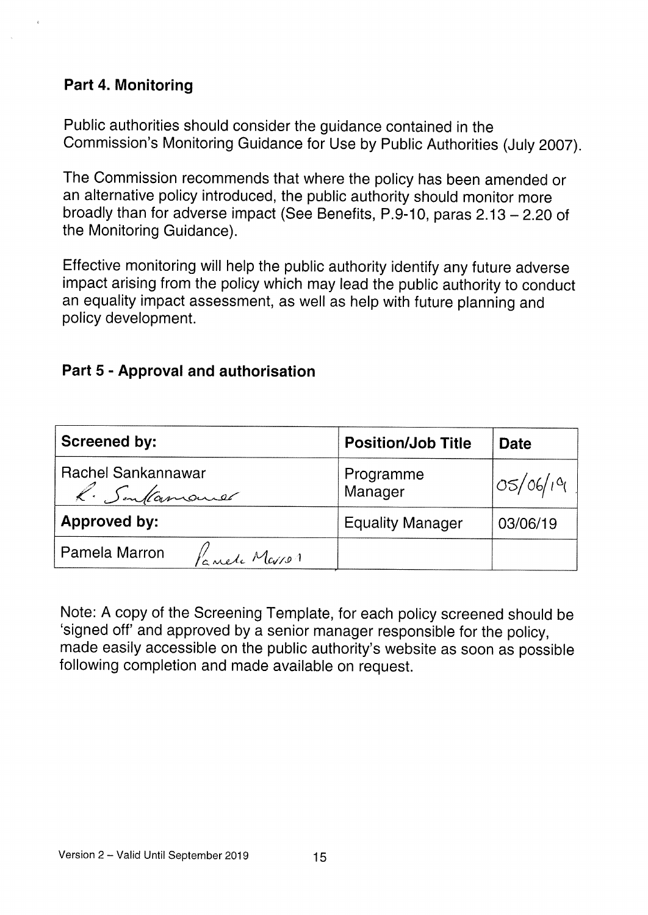## Part 4. Monitoring

Public authorities should consider the guidance contained in the Commission's Monitoring Guidance for Use by Public Authorities (July 2007).

The Commission recommends that where the policy has been amended or an alternative policy introduced, the public authority should monitor more broadly than for adverse impact (See Benefits, P.9-10, paras 2.13 – 2.20 of the Monitoring Guidance).

Effective monitoring will help the public authority identify any future adverse impact arising from the policy which may lead the public authority to conduct an equality impact assessment, as well as help with future planning and policy development.

## Part 5 - Approval and authorisation

| **Screened by:** | **Position/Job Title** | **Date** |
|---|---|---|
| Rachel Sankannawar R. Sankannawar | Programme Manager | 05/06/19 |
| **Approved by:** | Equality Manager | 03/06/19 |
| Pamela Marron Pamela Marron | | |

Note: A copy of the Screening Template, for each policy screened should be 'signed off' and approved by a senior manager responsible for the policy, made easily accessible on the public authority's website as soon as possible following completion and made available on request.

Version 2 – Valid Until September 2019